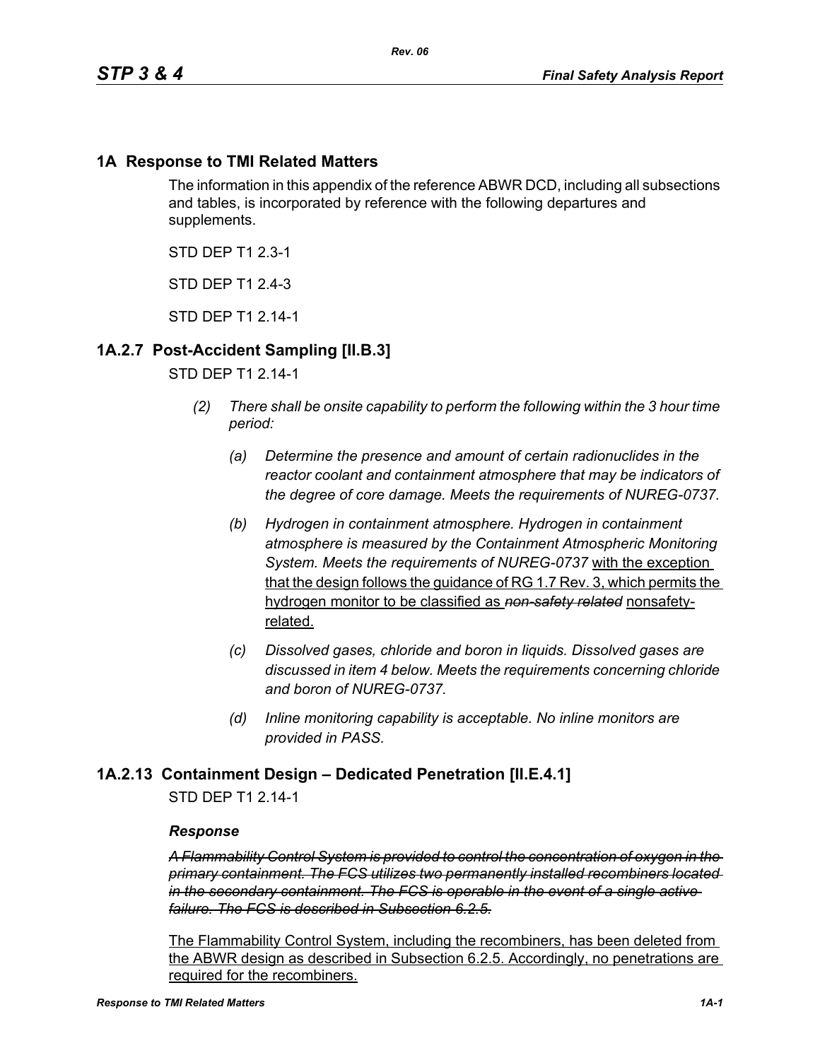# 1A Response to TMI Related Matters

The information in this appendix of the reference ABWR DCD, including all subsections and tables, is incorporated by reference with the following departures and supplements.

STD DEP T1 2.3-1

STD DEP T1 2.4-3

STD DEP T1 2.14-1

## 1A.2.7 Post-Accident Sampling [II.B.3]

STD DEP T1 2.14-1

*(2) There shall be onsite capability to perform the following within the 3 hour time period:*

*(a) Determine the presence and amount of certain radionuclides in the reactor coolant and containment atmosphere that may be indicators of the degree of core damage. Meets the requirements of NUREG-0737.*

*(b) Hydrogen in containment atmosphere. Hydrogen in containment atmosphere is measured by the Containment Atmospheric Monitoring System. Meets the requirements of NUREG-0737* <u>with the exception that the design follows the guidance of RG 1.7 Rev. 3, which permits the hydrogen monitor to be classified as</u> ~~*non-safety related*~~ <u>nonsafety-related.</u>

*(c) Dissolved gases, chloride and boron in liquids. Dissolved gases are discussed in item 4 below. Meets the requirements concerning chloride and boron of NUREG-0737.*

*(d) Inline monitoring capability is acceptable. No inline monitors are provided in PASS.*

## 1A.2.13 Containment Design – Dedicated Penetration [II.E.4.1]

STD DEP T1 2.14-1

***Response***

~~*A Flammability Control System is provided to control the concentration of oxygen in the primary containment. The FCS utilizes two permanently installed recombiners located in the secondary containment. The FCS is operable in the event of a single active failure. The FCS is described in Subsection 6.2.5.*~~

<u>The Flammability Control System, including the recombiners, has been deleted from the ABWR design as described in Subsection 6.2.5. Accordingly, no penetrations are required for the recombiners.</u>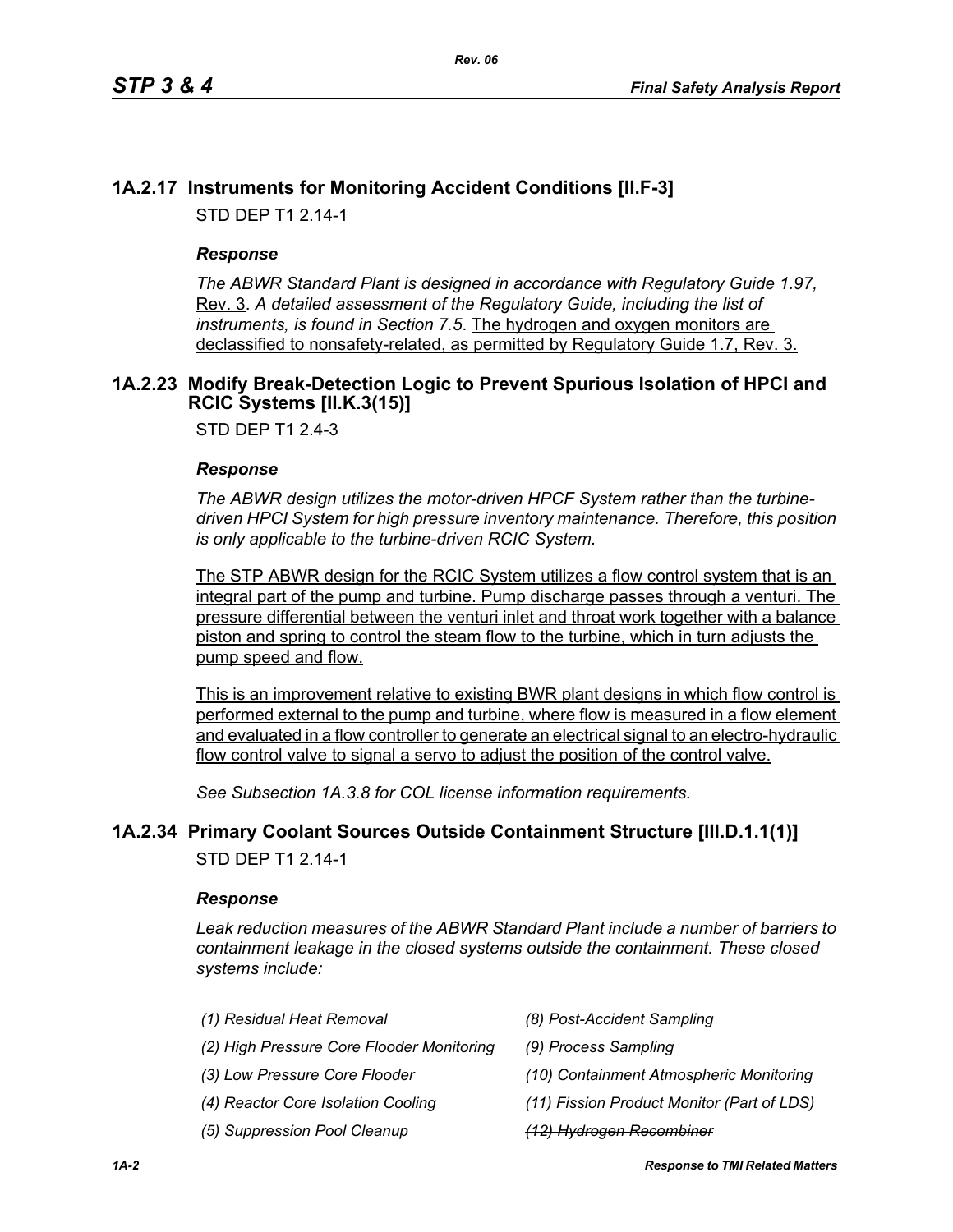## 1A.2.17 Instruments for Monitoring Accident Conditions [II.F-3]

STD DEP T1 2.14-1

### *Response*

*The ABWR Standard Plant is designed in accordance with Regulatory Guide 1.97,* Rev. 3. *A detailed assessment of the Regulatory Guide, including the list of instruments, is found in Section 7.5*. The hydrogen and oxygen monitors are declassified to nonsafety-related, as permitted by Regulatory Guide 1.7, Rev. 3.

## 1A.2.23 Modify Break-Detection Logic to Prevent Spurious Isolation of HPCI and RCIC Systems [II.K.3(15)]

STD DEP T1 2.4-3

### *Response*

*The ABWR design utilizes the motor-driven HPCF System rather than the turbine-driven HPCI System for high pressure inventory maintenance. Therefore, this position is only applicable to the turbine-driven RCIC System.*

The STP ABWR design for the RCIC System utilizes a flow control system that is an integral part of the pump and turbine. Pump discharge passes through a venturi. The pressure differential between the venturi inlet and throat work together with a balance piston and spring to control the steam flow to the turbine, which in turn adjusts the pump speed and flow.

This is an improvement relative to existing BWR plant designs in which flow control is performed external to the pump and turbine, where flow is measured in a flow element and evaluated in a flow controller to generate an electrical signal to an electro-hydraulic flow control valve to signal a servo to adjust the position of the control valve.

*See Subsection 1A.3.8 for COL license information requirements.*

## 1A.2.34 Primary Coolant Sources Outside Containment Structure [III.D.1.1(1)]

STD DEP T1 2.14-1

### *Response*

*Leak reduction measures of the ABWR Standard Plant include a number of barriers to containment leakage in the closed systems outside the containment. These closed systems include:*

*(1) Residual Heat Removal*

*(2) High Pressure Core Flooder Monitoring*

*(3) Low Pressure Core Flooder*

*(4) Reactor Core Isolation Cooling*

*(5) Suppression Pool Cleanup*

*(8) Post-Accident Sampling*

*(9) Process Sampling*

*(10) Containment Atmospheric Monitoring*

*(11) Fission Product Monitor (Part of LDS)*

~~*(12) Hydrogen Recombiner*~~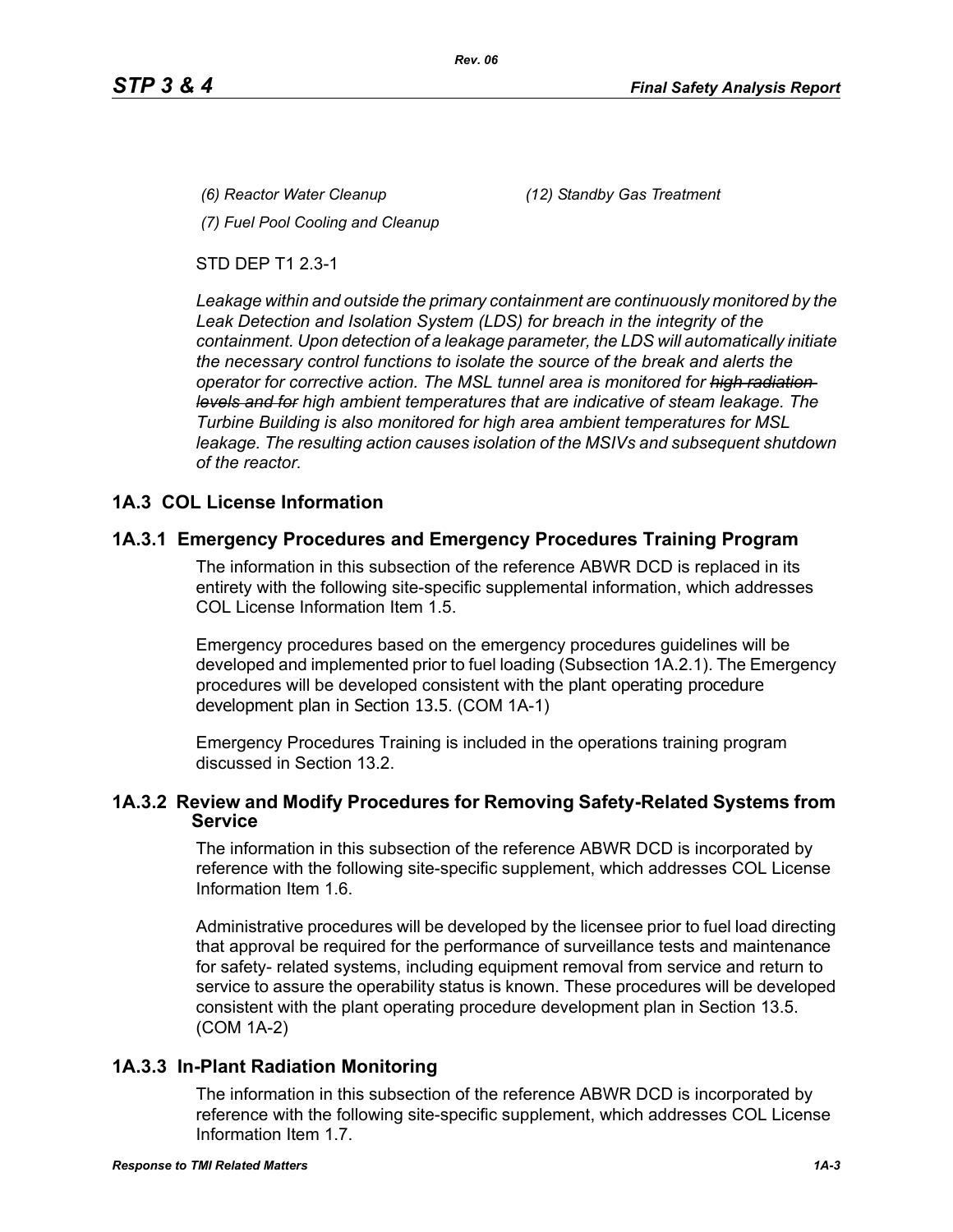*(6) Reactor Water Cleanup*

*(7) Fuel Pool Cooling and Cleanup*

*(12) Standby Gas Treatment*

STD DEP T1 2.3-1

*Leakage within and outside the primary containment are continuously monitored by the Leak Detection and Isolation System (LDS) for breach in the integrity of the containment. Upon detection of a leakage parameter, the LDS will automatically initiate the necessary control functions to isolate the source of the break and alerts the operator for corrective action. The MSL tunnel area is monitored for ~~high radiation levels and for~~ high ambient temperatures that are indicative of steam leakage. The Turbine Building is also monitored for high area ambient temperatures for MSL leakage. The resulting action causes isolation of the MSIVs and subsequent shutdown of the reactor.*

## 1A.3 COL License Information

### 1A.3.1 Emergency Procedures and Emergency Procedures Training Program

The information in this subsection of the reference ABWR DCD is replaced in its entirety with the following site-specific supplemental information, which addresses COL License Information Item 1.5.

Emergency procedures based on the emergency procedures guidelines will be developed and implemented prior to fuel loading (Subsection 1A.2.1). The Emergency procedures will be developed consistent with the plant operating procedure development plan in Section 13.5. (COM 1A-1)

Emergency Procedures Training is included in the operations training program discussed in Section 13.2.

### 1A.3.2 Review and Modify Procedures for Removing Safety-Related Systems from Service

The information in this subsection of the reference ABWR DCD is incorporated by reference with the following site-specific supplement, which addresses COL License Information Item 1.6.

Administrative procedures will be developed by the licensee prior to fuel load directing that approval be required for the performance of surveillance tests and maintenance for safety- related systems, including equipment removal from service and return to service to assure the operability status is known. These procedures will be developed consistent with the plant operating procedure development plan in Section 13.5. (COM 1A-2)

### 1A.3.3 In-Plant Radiation Monitoring

The information in this subsection of the reference ABWR DCD is incorporated by reference with the following site-specific supplement, which addresses COL License Information Item 1.7.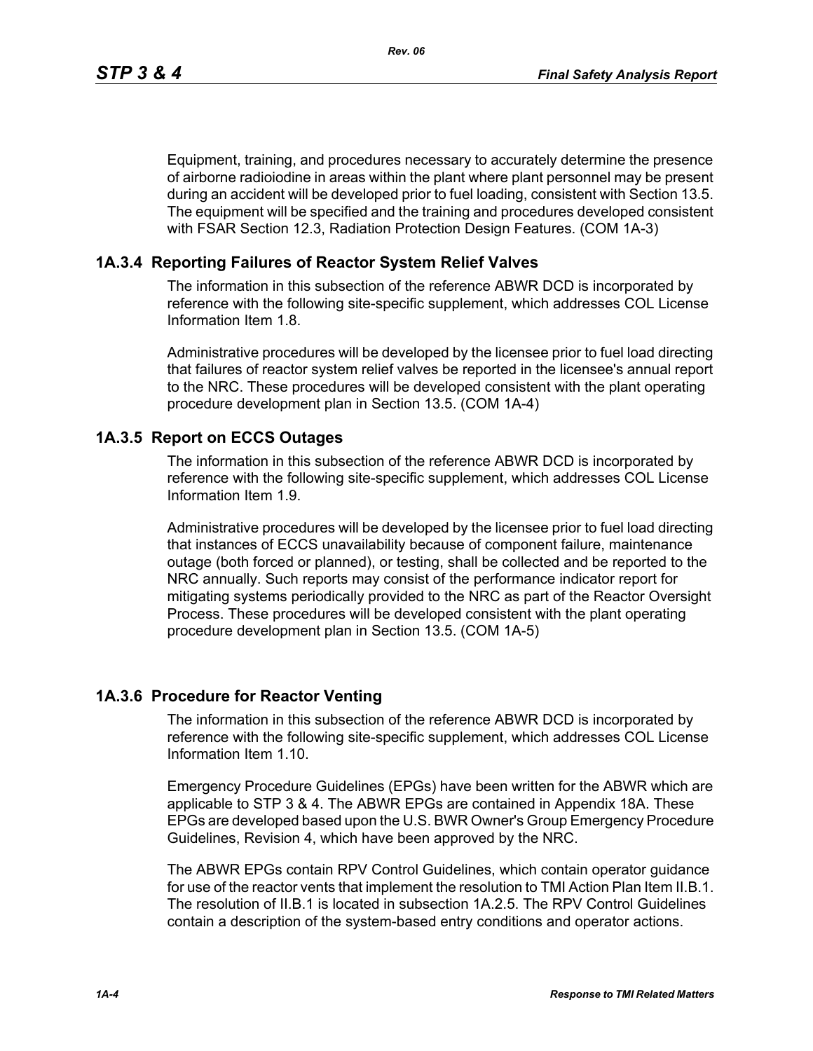Equipment, training, and procedures necessary to accurately determine the presence of airborne radioiodine in areas within the plant where plant personnel may be present during an accident will be developed prior to fuel loading, consistent with Section 13.5. The equipment will be specified and the training and procedures developed consistent with FSAR Section 12.3, Radiation Protection Design Features. (COM 1A-3)

### 1A.3.4 Reporting Failures of Reactor System Relief Valves

The information in this subsection of the reference ABWR DCD is incorporated by reference with the following site-specific supplement, which addresses COL License Information Item 1.8.

Administrative procedures will be developed by the licensee prior to fuel load directing that failures of reactor system relief valves be reported in the licensee's annual report to the NRC. These procedures will be developed consistent with the plant operating procedure development plan in Section 13.5. (COM 1A-4)

### 1A.3.5 Report on ECCS Outages

The information in this subsection of the reference ABWR DCD is incorporated by reference with the following site-specific supplement, which addresses COL License Information Item 1.9.

Administrative procedures will be developed by the licensee prior to fuel load directing that instances of ECCS unavailability because of component failure, maintenance outage (both forced or planned), or testing, shall be collected and be reported to the NRC annually. Such reports may consist of the performance indicator report for mitigating systems periodically provided to the NRC as part of the Reactor Oversight Process. These procedures will be developed consistent with the plant operating procedure development plan in Section 13.5. (COM 1A-5)

### 1A.3.6 Procedure for Reactor Venting

The information in this subsection of the reference ABWR DCD is incorporated by reference with the following site-specific supplement, which addresses COL License Information Item 1.10.

Emergency Procedure Guidelines (EPGs) have been written for the ABWR which are applicable to STP 3 & 4. The ABWR EPGs are contained in Appendix 18A. These EPGs are developed based upon the U.S. BWR Owner's Group Emergency Procedure Guidelines, Revision 4, which have been approved by the NRC.

The ABWR EPGs contain RPV Control Guidelines, which contain operator guidance for use of the reactor vents that implement the resolution to TMI Action Plan Item II.B.1. The resolution of II.B.1 is located in subsection 1A.2.5. The RPV Control Guidelines contain a description of the system-based entry conditions and operator actions.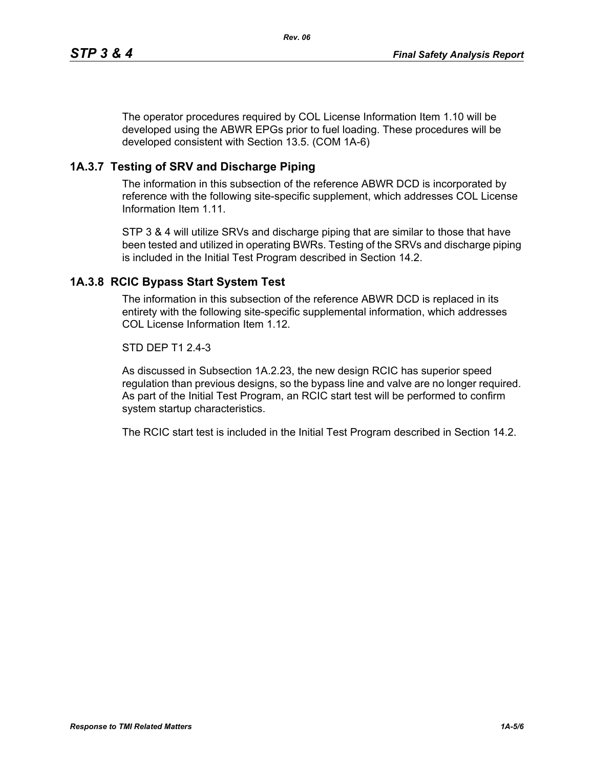The operator procedures required by COL License Information Item 1.10 will be developed using the ABWR EPGs prior to fuel loading. These procedures will be developed consistent with Section 13.5. (COM 1A-6)

### 1A.3.7 Testing of SRV and Discharge Piping

The information in this subsection of the reference ABWR DCD is incorporated by reference with the following site-specific supplement, which addresses COL License Information Item 1.11.

STP 3 & 4 will utilize SRVs and discharge piping that are similar to those that have been tested and utilized in operating BWRs. Testing of the SRVs and discharge piping is included in the Initial Test Program described in Section 14.2.

### 1A.3.8 RCIC Bypass Start System Test

The information in this subsection of the reference ABWR DCD is replaced in its entirety with the following site-specific supplemental information, which addresses COL License Information Item 1.12.

STD DEP T1 2.4-3

As discussed in Subsection 1A.2.23, the new design RCIC has superior speed regulation than previous designs, so the bypass line and valve are no longer required. As part of the Initial Test Program, an RCIC start test will be performed to confirm system startup characteristics.

The RCIC start test is included in the Initial Test Program described in Section 14.2.